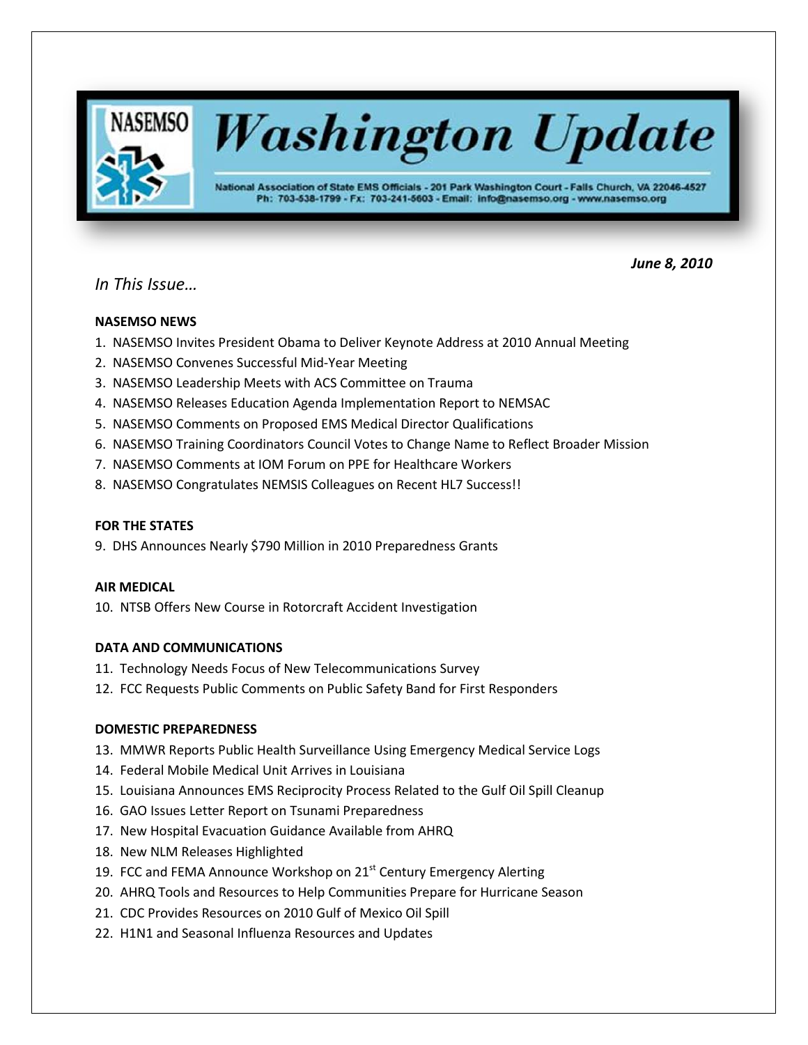# Washington Update

National Association of State EMS Officials - 201 Park Washington Court - Falls Church, VA 22046-4527
Ph: 703-538-1799 - Fx: 703-241-5603 - Email: info@nasemso.org - www.nasemso.org

***June 8, 2010***

*In This Issue…*

**NASEMSO NEWS**

1. NASEMSO Invites President Obama to Deliver Keynote Address at 2010 Annual Meeting
2. NASEMSO Convenes Successful Mid-Year Meeting
3. NASEMSO Leadership Meets with ACS Committee on Trauma
4. NASEMSO Releases Education Agenda Implementation Report to NEMSAC
5. NASEMSO Comments on Proposed EMS Medical Director Qualifications
6. NASEMSO Training Coordinators Council Votes to Change Name to Reflect Broader Mission
7. NASEMSO Comments at IOM Forum on PPE for Healthcare Workers
8. NASEMSO Congratulates NEMSIS Colleagues on Recent HL7 Success!!

**FOR THE STATES**

9. DHS Announces Nearly $790 Million in 2010 Preparedness Grants

**AIR MEDICAL**

10. NTSB Offers New Course in Rotorcraft Accident Investigation

**DATA AND COMMUNICATIONS**

11. Technology Needs Focus of New Telecommunications Survey
12. FCC Requests Public Comments on Public Safety Band for First Responders

**DOMESTIC PREPAREDNESS**

13. MMWR Reports Public Health Surveillance Using Emergency Medical Service Logs
14. Federal Mobile Medical Unit Arrives in Louisiana
15. Louisiana Announces EMS Reciprocity Process Related to the Gulf Oil Spill Cleanup
16. GAO Issues Letter Report on Tsunami Preparedness
17. New Hospital Evacuation Guidance Available from AHRQ
18. New NLM Releases Highlighted
19. FCC and FEMA Announce Workshop on 21st Century Emergency Alerting
20. AHRQ Tools and Resources to Help Communities Prepare for Hurricane Season
21. CDC Provides Resources on 2010 Gulf of Mexico Oil Spill
22. H1N1 and Seasonal Influenza Resources and Updates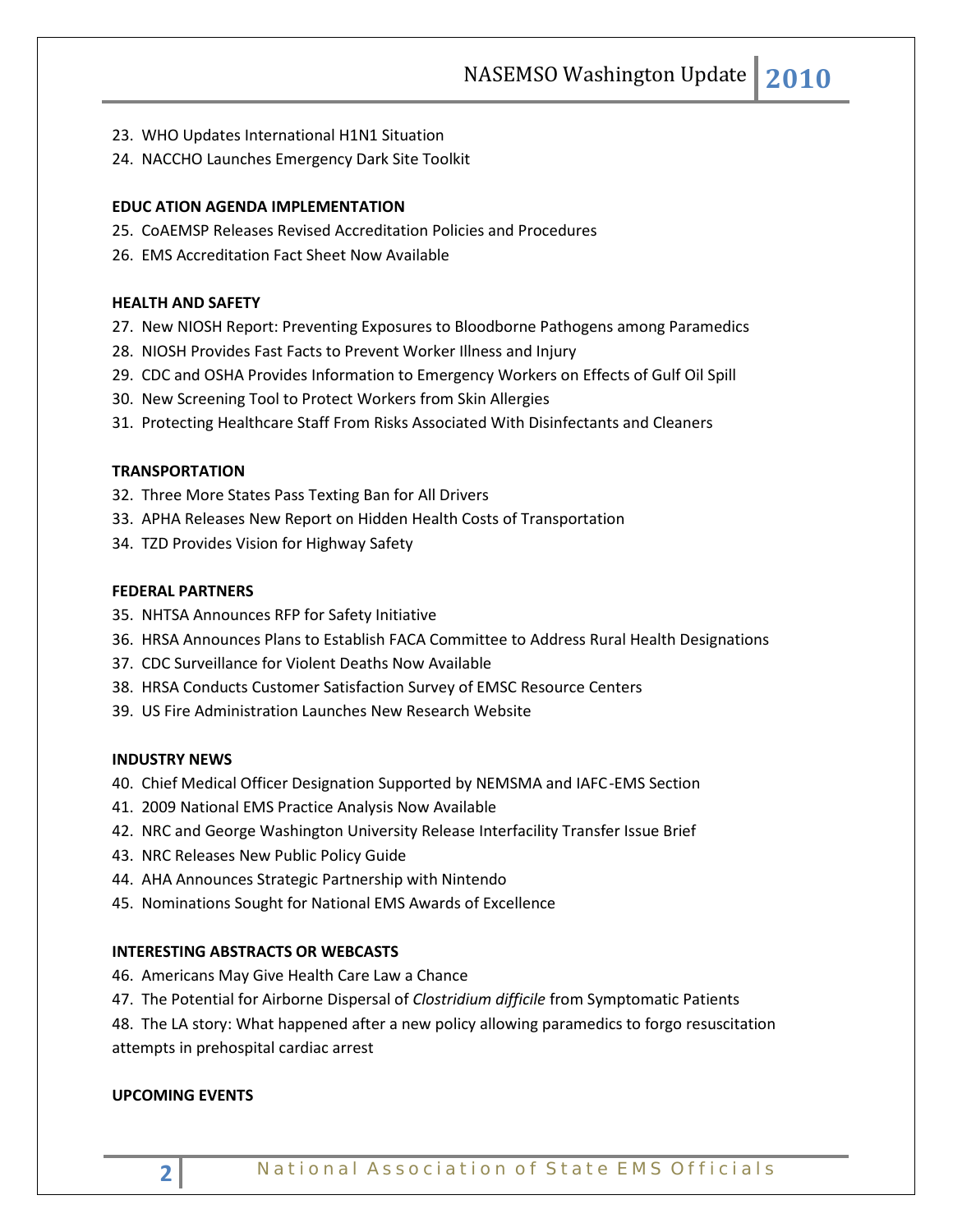23. WHO Updates International H1N1 Situation
24. NACCHO Launches Emergency Dark Site Toolkit

**EDUC ATION AGENDA IMPLEMENTATION**

25. CoAEMSP Releases Revised Accreditation Policies and Procedures
26. EMS Accreditation Fact Sheet Now Available

**HEALTH AND SAFETY**

27. New NIOSH Report: Preventing Exposures to Bloodborne Pathogens among Paramedics
28. NIOSH Provides Fast Facts to Prevent Worker Illness and Injury
29. CDC and OSHA Provides Information to Emergency Workers on Effects of Gulf Oil Spill
30. New Screening Tool to Protect Workers from Skin Allergies
31. Protecting Healthcare Staff From Risks Associated With Disinfectants and Cleaners

**TRANSPORTATION**

32. Three More States Pass Texting Ban for All Drivers
33. APHA Releases New Report on Hidden Health Costs of Transportation
34. TZD Provides Vision for Highway Safety

**FEDERAL PARTNERS**

35. NHTSA Announces RFP for Safety Initiative
36. HRSA Announces Plans to Establish FACA Committee to Address Rural Health Designations
37. CDC Surveillance for Violent Deaths Now Available
38. HRSA Conducts Customer Satisfaction Survey of EMSC Resource Centers
39. US Fire Administration Launches New Research Website

**INDUSTRY NEWS**

40. Chief Medical Officer Designation Supported by NEMSMA and IAFC-EMS Section
41. 2009 National EMS Practice Analysis Now Available
42. NRC and George Washington University Release Interfacility Transfer Issue Brief
43. NRC Releases New Public Policy Guide
44. AHA Announces Strategic Partnership with Nintendo
45. Nominations Sought for National EMS Awards of Excellence

**INTERESTING ABSTRACTS OR WEBCASTS**

46. Americans May Give Health Care Law a Chance
47. The Potential for Airborne Dispersal of *Clostridium difficile* from Symptomatic Patients
48. The LA story: What happened after a new policy allowing paramedics to forgo resuscitation attempts in prehospital cardiac arrest

**UPCOMING EVENTS**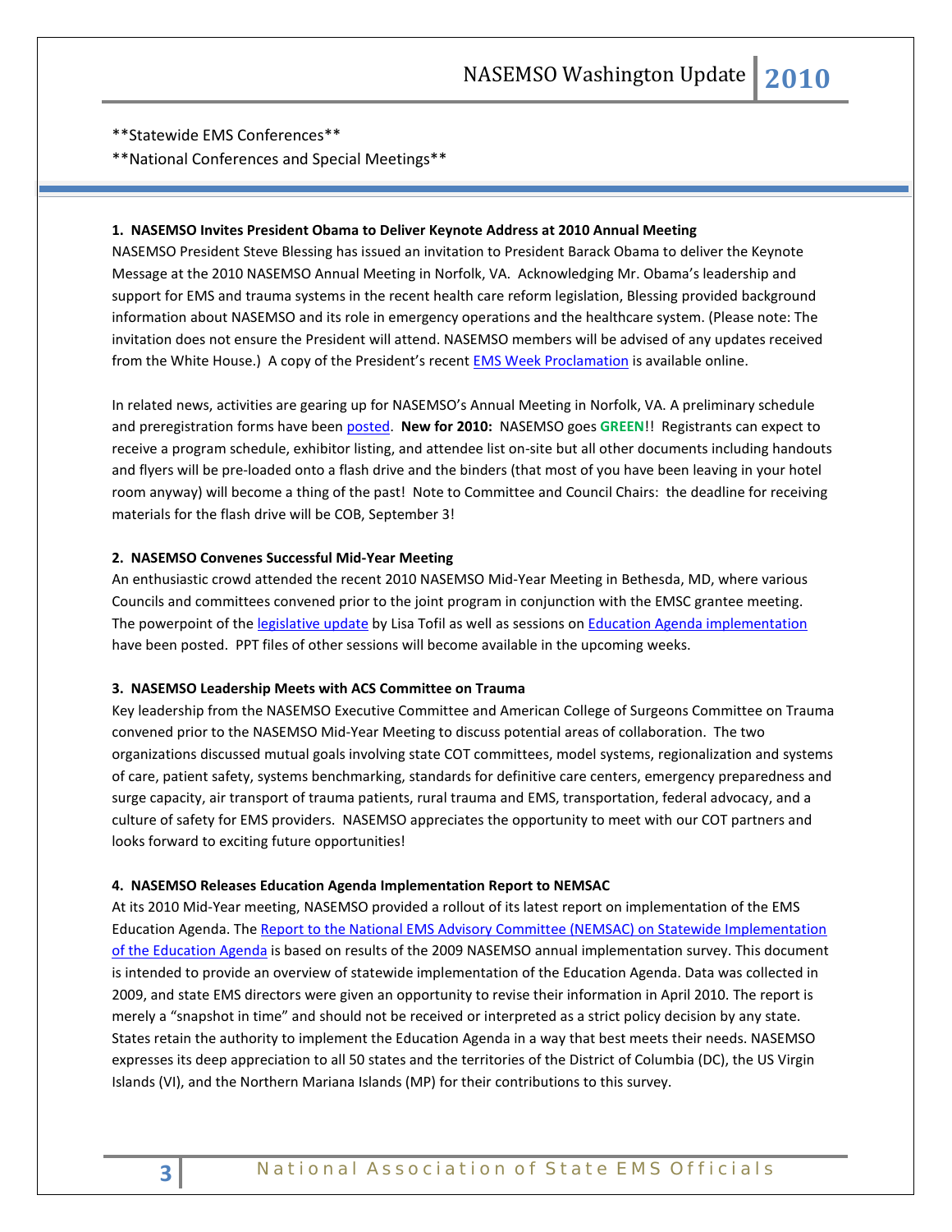**Statewide EMS Conferences**

**National Conferences and Special Meetings**

**1. NASEMSO Invites President Obama to Deliver Keynote Address at 2010 Annual Meeting**

NASEMSO President Steve Blessing has issued an invitation to President Barack Obama to deliver the Keynote Message at the 2010 NASEMSO Annual Meeting in Norfolk, VA. Acknowledging Mr. Obama's leadership and support for EMS and trauma systems in the recent health care reform legislation, Blessing provided background information about NASEMSO and its role in emergency operations and the healthcare system. (Please note: The invitation does not ensure the President will attend. NASEMSO members will be advised of any updates received from the White House.) A copy of the President's recent EMS Week Proclamation is available online.

In related news, activities are gearing up for NASEMSO's Annual Meeting in Norfolk, VA. A preliminary schedule and preregistration forms have been posted. **New for 2010:** NASEMSO goes **GREEN**!! Registrants can expect to receive a program schedule, exhibitor listing, and attendee list on-site but all other documents including handouts and flyers will be pre-loaded onto a flash drive and the binders (that most of you have been leaving in your hotel room anyway) will become a thing of the past! Note to Committee and Council Chairs: the deadline for receiving materials for the flash drive will be COB, September 3!

**2. NASEMSO Convenes Successful Mid-Year Meeting**

An enthusiastic crowd attended the recent 2010 NASEMSO Mid-Year Meeting in Bethesda, MD, where various Councils and committees convened prior to the joint program in conjunction with the EMSC grantee meeting. The powerpoint of the legislative update by Lisa Tofil as well as sessions on Education Agenda implementation have been posted. PPT files of other sessions will become available in the upcoming weeks.

**3. NASEMSO Leadership Meets with ACS Committee on Trauma**

Key leadership from the NASEMSO Executive Committee and American College of Surgeons Committee on Trauma convened prior to the NASEMSO Mid-Year Meeting to discuss potential areas of collaboration. The two organizations discussed mutual goals involving state COT committees, model systems, regionalization and systems of care, patient safety, systems benchmarking, standards for definitive care centers, emergency preparedness and surge capacity, air transport of trauma patients, rural trauma and EMS, transportation, federal advocacy, and a culture of safety for EMS providers. NASEMSO appreciates the opportunity to meet with our COT partners and looks forward to exciting future opportunities!

**4. NASEMSO Releases Education Agenda Implementation Report to NEMSAC**

At its 2010 Mid-Year meeting, NASEMSO provided a rollout of its latest report on implementation of the EMS Education Agenda. The Report to the National EMS Advisory Committee (NEMSAC) on Statewide Implementation of the Education Agenda is based on results of the 2009 NASEMSO annual implementation survey. This document is intended to provide an overview of statewide implementation of the Education Agenda. Data was collected in 2009, and state EMS directors were given an opportunity to revise their information in April 2010. The report is merely a "snapshot in time" and should not be received or interpreted as a strict policy decision by any state. States retain the authority to implement the Education Agenda in a way that best meets their needs. NASEMSO expresses its deep appreciation to all 50 states and the territories of the District of Columbia (DC), the US Virgin Islands (VI), and the Northern Mariana Islands (MP) for their contributions to this survey.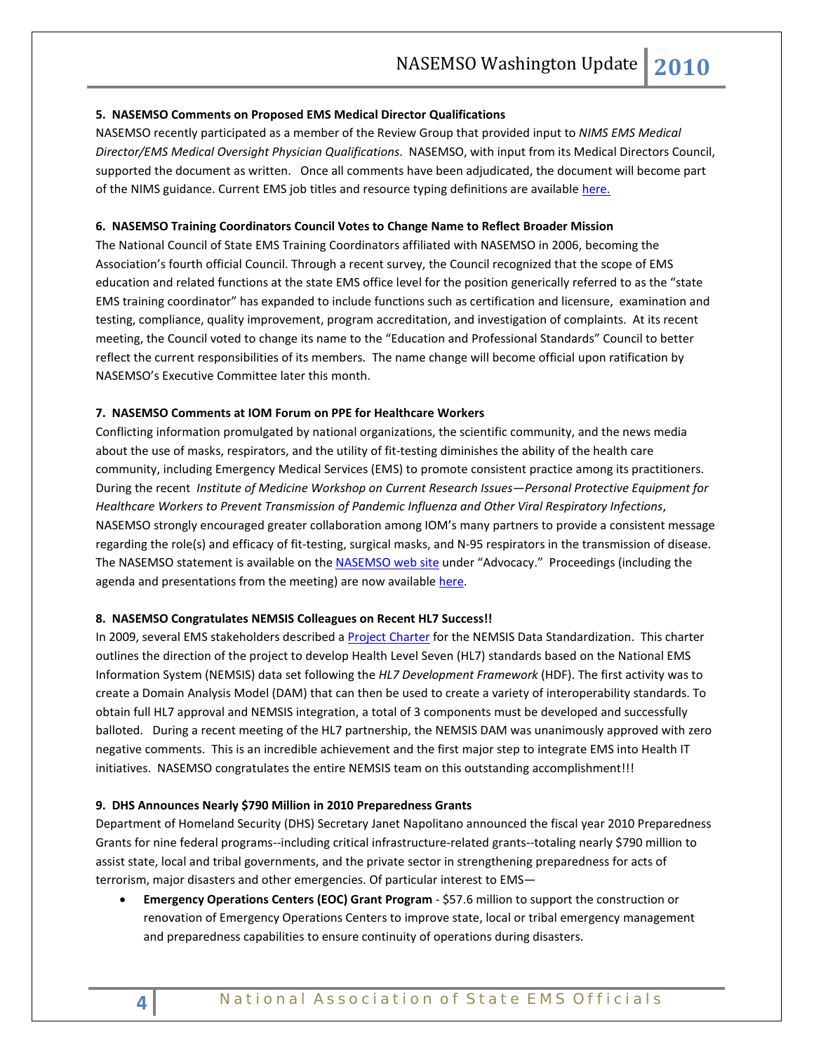**5. NASEMSO Comments on Proposed EMS Medical Director Qualifications**

NASEMSO recently participated as a member of the Review Group that provided input to *NIMS EMS Medical Director/EMS Medical Oversight Physician Qualifications*. NASEMSO, with input from its Medical Directors Council, supported the document as written. Once all comments have been adjudicated, the document will become part of the NIMS guidance. Current EMS job titles and resource typing definitions are available here.

**6. NASEMSO Training Coordinators Council Votes to Change Name to Reflect Broader Mission**

The National Council of State EMS Training Coordinators affiliated with NASEMSO in 2006, becoming the Association's fourth official Council. Through a recent survey, the Council recognized that the scope of EMS education and related functions at the state EMS office level for the position generically referred to as the "state EMS training coordinator" has expanded to include functions such as certification and licensure, examination and testing, compliance, quality improvement, program accreditation, and investigation of complaints. At its recent meeting, the Council voted to change its name to the "Education and Professional Standards" Council to better reflect the current responsibilities of its members. The name change will become official upon ratification by NASEMSO's Executive Committee later this month.

**7. NASEMSO Comments at IOM Forum on PPE for Healthcare Workers**

Conflicting information promulgated by national organizations, the scientific community, and the news media about the use of masks, respirators, and the utility of fit-testing diminishes the ability of the health care community, including Emergency Medical Services (EMS) to promote consistent practice among its practitioners. During the recent *Institute of Medicine Workshop on Current Research Issues—Personal Protective Equipment for Healthcare Workers to Prevent Transmission of Pandemic Influenza and Other Viral Respiratory Infections*, NASEMSO strongly encouraged greater collaboration among IOM's many partners to provide a consistent message regarding the role(s) and efficacy of fit-testing, surgical masks, and N-95 respirators in the transmission of disease. The NASEMSO statement is available on the NASEMSO web site under "Advocacy." Proceedings (including the agenda and presentations from the meeting) are now available here.

**8. NASEMSO Congratulates NEMSIS Colleagues on Recent HL7 Success!!**

In 2009, several EMS stakeholders described a Project Charter for the NEMSIS Data Standardization. This charter outlines the direction of the project to develop Health Level Seven (HL7) standards based on the National EMS Information System (NEMSIS) data set following the *HL7 Development Framework* (HDF). The first activity was to create a Domain Analysis Model (DAM) that can then be used to create a variety of interoperability standards. To obtain full HL7 approval and NEMSIS integration, a total of 3 components must be developed and successfully balloted. During a recent meeting of the HL7 partnership, the NEMSIS DAM was unanimously approved with zero negative comments. This is an incredible achievement and the first major step to integrate EMS into Health IT initiatives. NASEMSO congratulates the entire NEMSIS team on this outstanding accomplishment!!!

**9. DHS Announces Nearly $790 Million in 2010 Preparedness Grants**

Department of Homeland Security (DHS) Secretary Janet Napolitano announced the fiscal year 2010 Preparedness Grants for nine federal programs--including critical infrastructure-related grants--totaling nearly $790 million to assist state, local and tribal governments, and the private sector in strengthening preparedness for acts of terrorism, major disasters and other emergencies. Of particular interest to EMS—

- **Emergency Operations Centers (EOC) Grant Program** - $57.6 million to support the construction or renovation of Emergency Operations Centers to improve state, local or tribal emergency management and preparedness capabilities to ensure continuity of operations during disasters.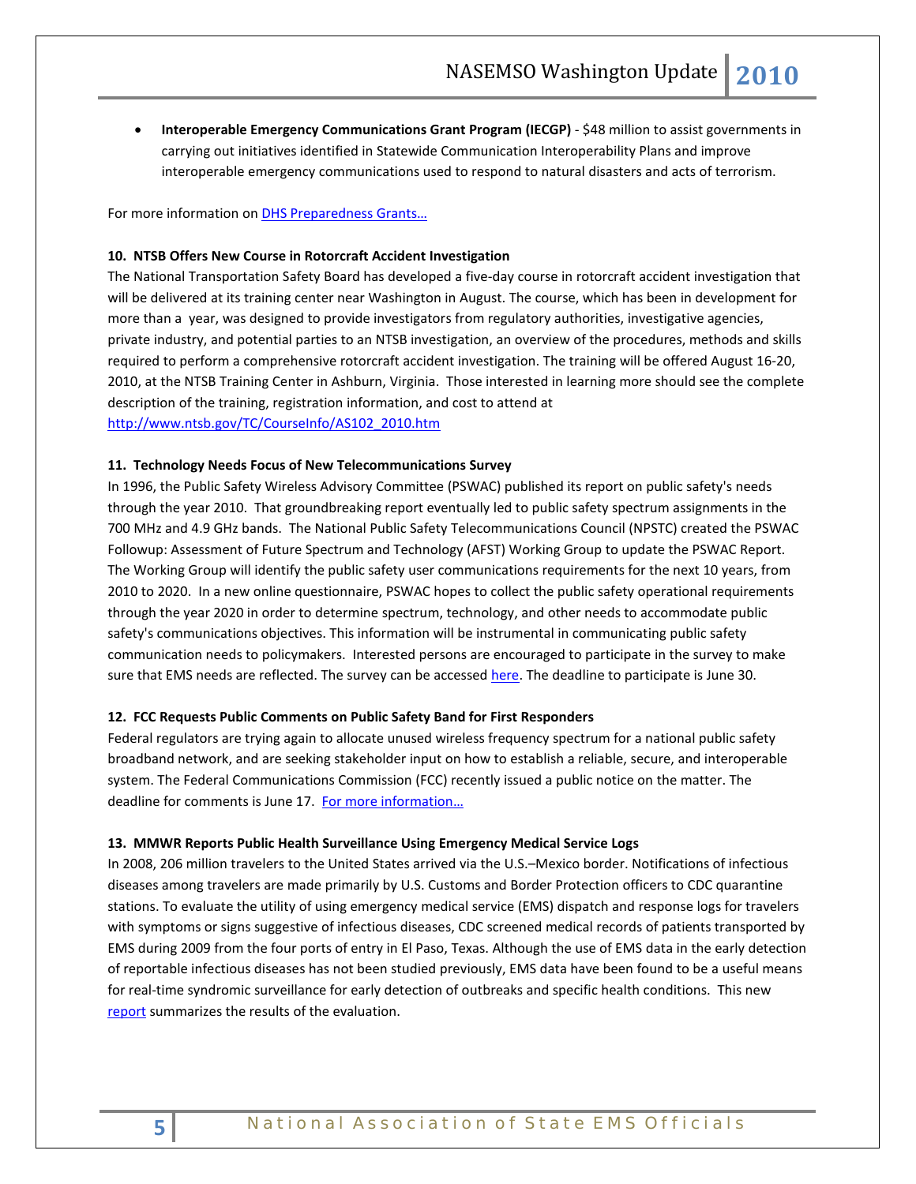- **Interoperable Emergency Communications Grant Program (IECGP)** - $48 million to assist governments in carrying out initiatives identified in Statewide Communication Interoperability Plans and improve interoperable emergency communications used to respond to natural disasters and acts of terrorism.

For more information on [DHS Preparedness Grants…]()

**10. NTSB Offers New Course in Rotorcraft Accident Investigation**

The National Transportation Safety Board has developed a five-day course in rotorcraft accident investigation that will be delivered at its training center near Washington in August. The course, which has been in development for more than a year, was designed to provide investigators from regulatory authorities, investigative agencies, private industry, and potential parties to an NTSB investigation, an overview of the procedures, methods and skills required to perform a comprehensive rotorcraft accident investigation. The training will be offered August 16-20, 2010, at the NTSB Training Center in Ashburn, Virginia. Those interested in learning more should see the complete description of the training, registration information, and cost to attend at http://www.ntsb.gov/TC/CourseInfo/AS102_2010.htm

**11. Technology Needs Focus of New Telecommunications Survey**

In 1996, the Public Safety Wireless Advisory Committee (PSWAC) published its report on public safety's needs through the year 2010. That groundbreaking report eventually led to public safety spectrum assignments in the 700 MHz and 4.9 GHz bands. The National Public Safety Telecommunications Council (NPSTC) created the PSWAC Followup: Assessment of Future Spectrum and Technology (AFST) Working Group to update the PSWAC Report. The Working Group will identify the public safety user communications requirements for the next 10 years, from 2010 to 2020. In a new online questionnaire, PSWAC hopes to collect the public safety operational requirements through the year 2020 in order to determine spectrum, technology, and other needs to accommodate public safety's communications objectives. This information will be instrumental in communicating public safety communication needs to policymakers. Interested persons are encouraged to participate in the survey to make sure that EMS needs are reflected. The survey can be accessed [here](). The deadline to participate is June 30.

**12. FCC Requests Public Comments on Public Safety Band for First Responders**

Federal regulators are trying again to allocate unused wireless frequency spectrum for a national public safety broadband network, and are seeking stakeholder input on how to establish a reliable, secure, and interoperable system. The Federal Communications Commission (FCC) recently issued a public notice on the matter. The deadline for comments is June 17. [For more information…]()

**13. MMWR Reports Public Health Surveillance Using Emergency Medical Service Logs**

In 2008, 206 million travelers to the United States arrived via the U.S.–Mexico border. Notifications of infectious diseases among travelers are made primarily by U.S. Customs and Border Protection officers to CDC quarantine stations. To evaluate the utility of using emergency medical service (EMS) dispatch and response logs for travelers with symptoms or signs suggestive of infectious diseases, CDC screened medical records of patients transported by EMS during 2009 from the four ports of entry in El Paso, Texas. Although the use of EMS data in the early detection of reportable infectious diseases has not been studied previously, EMS data have been found to be a useful means for real-time syndromic surveillance for early detection of outbreaks and specific health conditions. This new [report]() summarizes the results of the evaluation.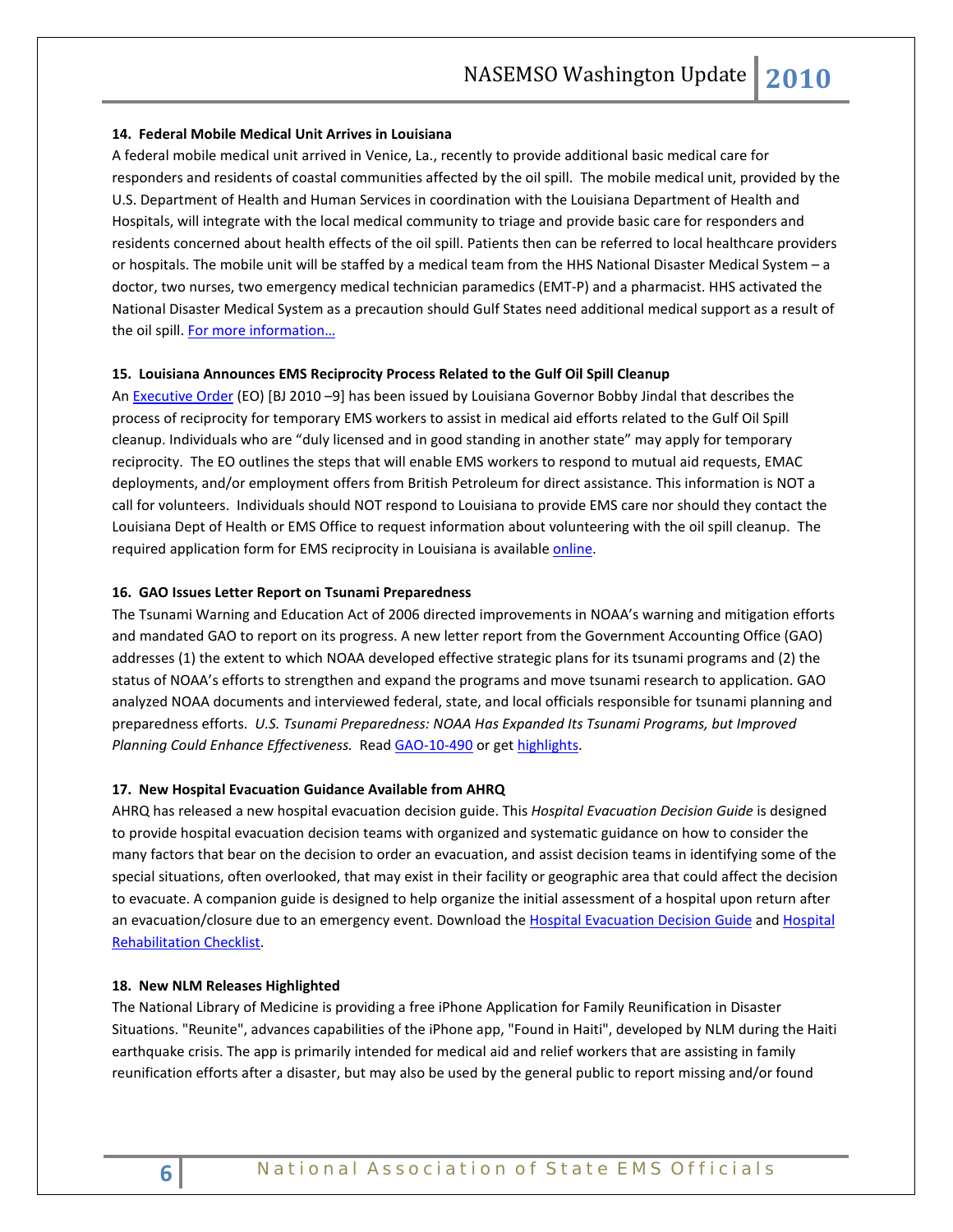### 14. Federal Mobile Medical Unit Arrives in Louisiana

A federal mobile medical unit arrived in Venice, La., recently to provide additional basic medical care for responders and residents of coastal communities affected by the oil spill. The mobile medical unit, provided by the U.S. Department of Health and Human Services in coordination with the Louisiana Department of Health and Hospitals, will integrate with the local medical community to triage and provide basic care for responders and residents concerned about health effects of the oil spill. Patients then can be referred to local healthcare providers or hospitals. The mobile unit will be staffed by a medical team from the HHS National Disaster Medical System – a doctor, two nurses, two emergency medical technician paramedics (EMT-P) and a pharmacist. HHS activated the National Disaster Medical System as a precaution should Gulf States need additional medical support as a result of the oil spill. For more information…

### 15. Louisiana Announces EMS Reciprocity Process Related to the Gulf Oil Spill Cleanup

An Executive Order (EO) [BJ 2010 –9] has been issued by Louisiana Governor Bobby Jindal that describes the process of reciprocity for temporary EMS workers to assist in medical aid efforts related to the Gulf Oil Spill cleanup. Individuals who are "duly licensed and in good standing in another state" may apply for temporary reciprocity. The EO outlines the steps that will enable EMS workers to respond to mutual aid requests, EMAC deployments, and/or employment offers from British Petroleum for direct assistance. This information is NOT a call for volunteers. Individuals should NOT respond to Louisiana to provide EMS care nor should they contact the Louisiana Dept of Health or EMS Office to request information about volunteering with the oil spill cleanup. The required application form for EMS reciprocity in Louisiana is available online.

### 16. GAO Issues Letter Report on Tsunami Preparedness

The Tsunami Warning and Education Act of 2006 directed improvements in NOAA's warning and mitigation efforts and mandated GAO to report on its progress. A new letter report from the Government Accounting Office (GAO) addresses (1) the extent to which NOAA developed effective strategic plans for its tsunami programs and (2) the status of NOAA's efforts to strengthen and expand the programs and move tsunami research to application. GAO analyzed NOAA documents and interviewed federal, state, and local officials responsible for tsunami planning and preparedness efforts. *U.S. Tsunami Preparedness: NOAA Has Expanded Its Tsunami Programs, but Improved Planning Could Enhance Effectiveness.* Read GAO-10-490 or get highlights.

### 17. New Hospital Evacuation Guidance Available from AHRQ

AHRQ has released a new hospital evacuation decision guide. This *Hospital Evacuation Decision Guide* is designed to provide hospital evacuation decision teams with organized and systematic guidance on how to consider the many factors that bear on the decision to order an evacuation, and assist decision teams in identifying some of the special situations, often overlooked, that may exist in their facility or geographic area that could affect the decision to evacuate. A companion guide is designed to help organize the initial assessment of a hospital upon return after an evacuation/closure due to an emergency event. Download the Hospital Evacuation Decision Guide and Hospital Rehabilitation Checklist.

### 18. New NLM Releases Highlighted

The National Library of Medicine is providing a free iPhone Application for Family Reunification in Disaster Situations. "Reunite", advances capabilities of the iPhone app, "Found in Haiti", developed by NLM during the Haiti earthquake crisis. The app is primarily intended for medical aid and relief workers that are assisting in family reunification efforts after a disaster, but may also be used by the general public to report missing and/or found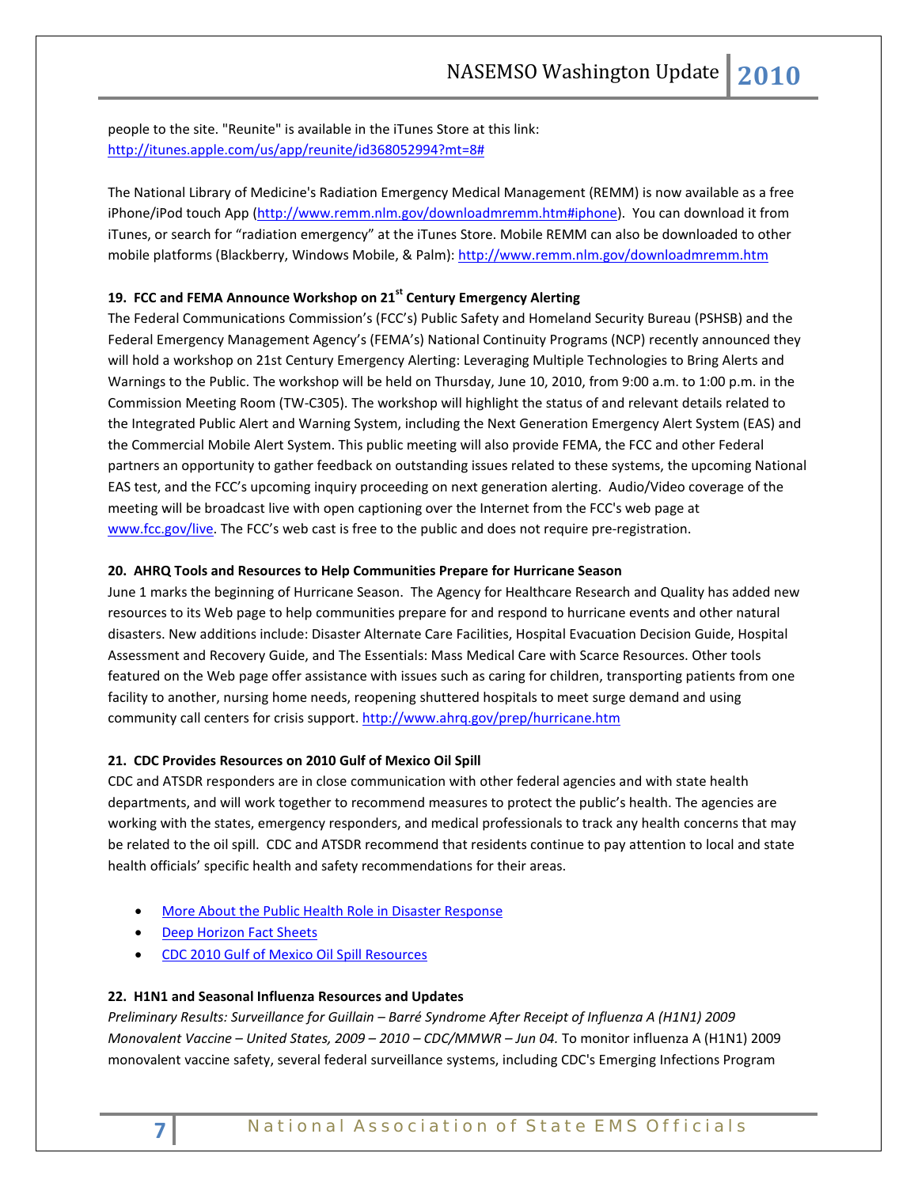people to the site. "Reunite" is available in the iTunes Store at this link: http://itunes.apple.com/us/app/reunite/id368052994?mt=8#

The National Library of Medicine's Radiation Emergency Medical Management (REMM) is now available as a free iPhone/iPod touch App (http://www.remm.nlm.gov/downloadmremm.htm#iphone). You can download it from iTunes, or search for "radiation emergency" at the iTunes Store. Mobile REMM can also be downloaded to other mobile platforms (Blackberry, Windows Mobile, & Palm): http://www.remm.nlm.gov/downloadmremm.htm

#### 19. FCC and FEMA Announce Workshop on 21st Century Emergency Alerting

The Federal Communications Commission's (FCC's) Public Safety and Homeland Security Bureau (PSHSB) and the Federal Emergency Management Agency's (FEMA's) National Continuity Programs (NCP) recently announced they will hold a workshop on 21st Century Emergency Alerting: Leveraging Multiple Technologies to Bring Alerts and Warnings to the Public. The workshop will be held on Thursday, June 10, 2010, from 9:00 a.m. to 1:00 p.m. in the Commission Meeting Room (TW-C305). The workshop will highlight the status of and relevant details related to the Integrated Public Alert and Warning System, including the Next Generation Emergency Alert System (EAS) and the Commercial Mobile Alert System. This public meeting will also provide FEMA, the FCC and other Federal partners an opportunity to gather feedback on outstanding issues related to these systems, the upcoming National EAS test, and the FCC's upcoming inquiry proceeding on next generation alerting. Audio/Video coverage of the meeting will be broadcast live with open captioning over the Internet from the FCC's web page at www.fcc.gov/live. The FCC's web cast is free to the public and does not require pre-registration.

#### 20. AHRQ Tools and Resources to Help Communities Prepare for Hurricane Season

June 1 marks the beginning of Hurricane Season. The Agency for Healthcare Research and Quality has added new resources to its Web page to help communities prepare for and respond to hurricane events and other natural disasters. New additions include: Disaster Alternate Care Facilities, Hospital Evacuation Decision Guide, Hospital Assessment and Recovery Guide, and The Essentials: Mass Medical Care with Scarce Resources. Other tools featured on the Web page offer assistance with issues such as caring for children, transporting patients from one facility to another, nursing home needs, reopening shuttered hospitals to meet surge demand and using community call centers for crisis support. http://www.ahrq.gov/prep/hurricane.htm

#### 21. CDC Provides Resources on 2010 Gulf of Mexico Oil Spill

CDC and ATSDR responders are in close communication with other federal agencies and with state health departments, and will work together to recommend measures to protect the public's health. The agencies are working with the states, emergency responders, and medical professionals to track any health concerns that may be related to the oil spill. CDC and ATSDR recommend that residents continue to pay attention to local and state health officials' specific health and safety recommendations for their areas.

- More About the Public Health Role in Disaster Response
- Deep Horizon Fact Sheets
- CDC 2010 Gulf of Mexico Oil Spill Resources

#### 22. H1N1 and Seasonal Influenza Resources and Updates

*Preliminary Results: Surveillance for Guillain – Barré Syndrome After Receipt of Influenza A (H1N1) 2009 Monovalent Vaccine – United States, 2009 – 2010 – CDC/MMWR – Jun 04.* To monitor influenza A (H1N1) 2009 monovalent vaccine safety, several federal surveillance systems, including CDC's Emerging Infections Program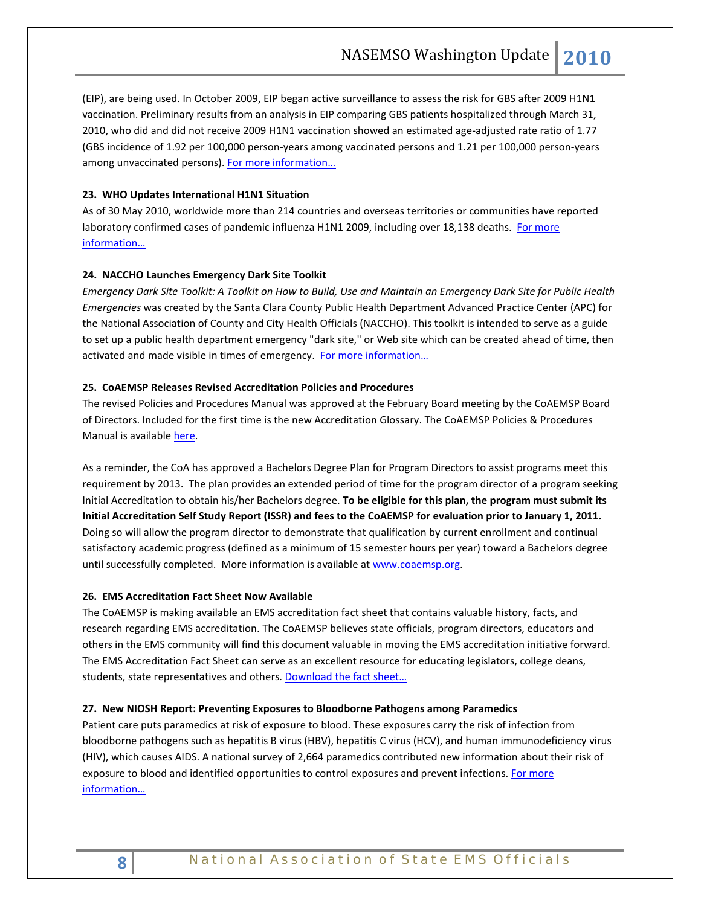(EIP), are being used. In October 2009, EIP began active surveillance to assess the risk for GBS after 2009 H1N1 vaccination. Preliminary results from an analysis in EIP comparing GBS patients hospitalized through March 31, 2010, who did and did not receive 2009 H1N1 vaccination showed an estimated age-adjusted rate ratio of 1.77 (GBS incidence of 1.92 per 100,000 person-years among vaccinated persons and 1.21 per 100,000 person-years among unvaccinated persons). For more information…

**23. WHO Updates International H1N1 Situation**

As of 30 May 2010, worldwide more than 214 countries and overseas territories or communities have reported laboratory confirmed cases of pandemic influenza H1N1 2009, including over 18,138 deaths. For more information…

**24. NACCHO Launches Emergency Dark Site Toolkit**

*Emergency Dark Site Toolkit: A Toolkit on How to Build, Use and Maintain an Emergency Dark Site for Public Health Emergencies* was created by the Santa Clara County Public Health Department Advanced Practice Center (APC) for the National Association of County and City Health Officials (NACCHO). This toolkit is intended to serve as a guide to set up a public health department emergency "dark site," or Web site which can be created ahead of time, then activated and made visible in times of emergency. For more information…

**25. CoAEMSP Releases Revised Accreditation Policies and Procedures**

The revised Policies and Procedures Manual was approved at the February Board meeting by the CoAEMSP Board of Directors. Included for the first time is the new Accreditation Glossary. The CoAEMSP Policies & Procedures Manual is available here.

As a reminder, the CoA has approved a Bachelors Degree Plan for Program Directors to assist programs meet this requirement by 2013. The plan provides an extended period of time for the program director of a program seeking Initial Accreditation to obtain his/her Bachelors degree. **To be eligible for this plan, the program must submit its Initial Accreditation Self Study Report (ISSR) and fees to the CoAEMSP for evaluation prior to January 1, 2011.** Doing so will allow the program director to demonstrate that qualification by current enrollment and continual satisfactory academic progress (defined as a minimum of 15 semester hours per year) toward a Bachelors degree until successfully completed. More information is available at www.coaemsp.org.

**26. EMS Accreditation Fact Sheet Now Available**

The CoAEMSP is making available an EMS accreditation fact sheet that contains valuable history, facts, and research regarding EMS accreditation. The CoAEMSP believes state officials, program directors, educators and others in the EMS community will find this document valuable in moving the EMS accreditation initiative forward. The EMS Accreditation Fact Sheet can serve as an excellent resource for educating legislators, college deans, students, state representatives and others. Download the fact sheet…

**27. New NIOSH Report: Preventing Exposures to Bloodborne Pathogens among Paramedics**

Patient care puts paramedics at risk of exposure to blood. These exposures carry the risk of infection from bloodborne pathogens such as hepatitis B virus (HBV), hepatitis C virus (HCV), and human immunodeficiency virus (HIV), which causes AIDS. A national survey of 2,664 paramedics contributed new information about their risk of exposure to blood and identified opportunities to control exposures and prevent infections. For more information…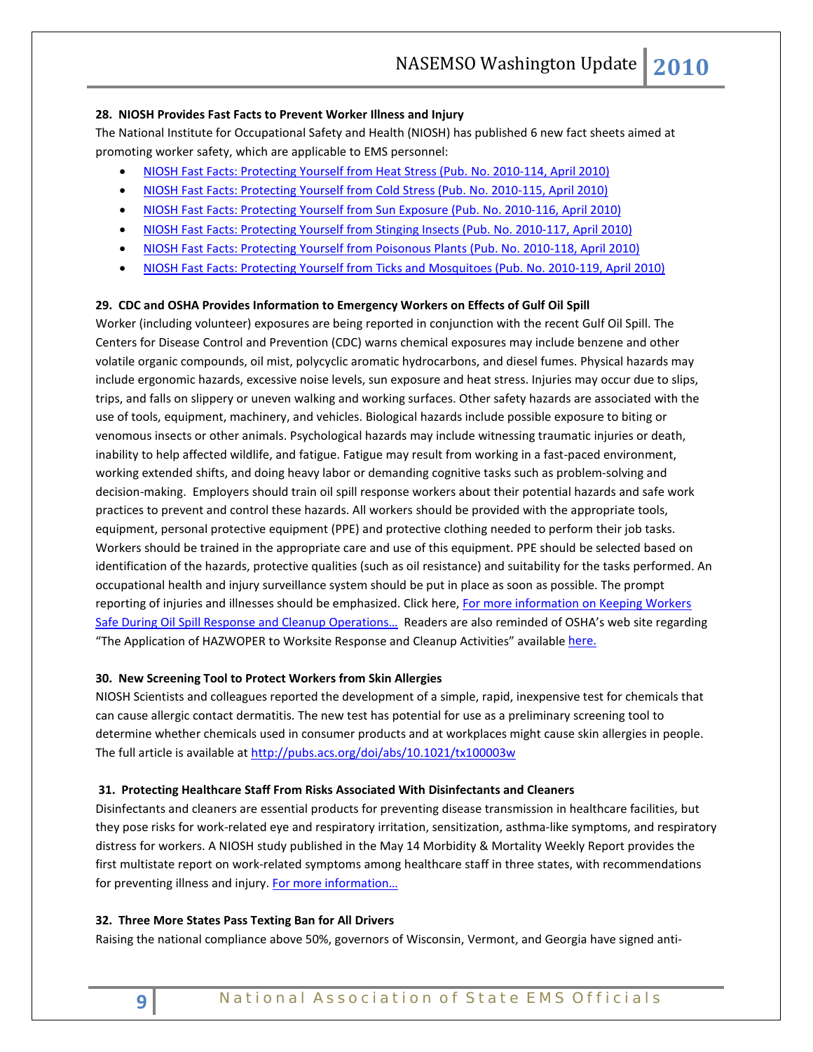**28. NIOSH Provides Fast Facts to Prevent Worker Illness and Injury**

The National Institute for Occupational Safety and Health (NIOSH) has published 6 new fact sheets aimed at promoting worker safety, which are applicable to EMS personnel:

- NIOSH Fast Facts: Protecting Yourself from Heat Stress (Pub. No. 2010-114, April 2010)
- NIOSH Fast Facts: Protecting Yourself from Cold Stress (Pub. No. 2010-115, April 2010)
- NIOSH Fast Facts: Protecting Yourself from Sun Exposure (Pub. No. 2010-116, April 2010)
- NIOSH Fast Facts: Protecting Yourself from Stinging Insects (Pub. No. 2010-117, April 2010)
- NIOSH Fast Facts: Protecting Yourself from Poisonous Plants (Pub. No. 2010-118, April 2010)
- NIOSH Fast Facts: Protecting Yourself from Ticks and Mosquitoes (Pub. No. 2010-119, April 2010)

**29. CDC and OSHA Provides Information to Emergency Workers on Effects of Gulf Oil Spill**

Worker (including volunteer) exposures are being reported in conjunction with the recent Gulf Oil Spill. The Centers for Disease Control and Prevention (CDC) warns chemical exposures may include benzene and other volatile organic compounds, oil mist, polycyclic aromatic hydrocarbons, and diesel fumes. Physical hazards may include ergonomic hazards, excessive noise levels, sun exposure and heat stress. Injuries may occur due to slips, trips, and falls on slippery or uneven walking and working surfaces. Other safety hazards are associated with the use of tools, equipment, machinery, and vehicles. Biological hazards include possible exposure to biting or venomous insects or other animals. Psychological hazards may include witnessing traumatic injuries or death, inability to help affected wildlife, and fatigue. Fatigue may result from working in a fast-paced environment, working extended shifts, and doing heavy labor or demanding cognitive tasks such as problem-solving and decision-making. Employers should train oil spill response workers about their potential hazards and safe work practices to prevent and control these hazards. All workers should be provided with the appropriate tools, equipment, personal protective equipment (PPE) and protective clothing needed to perform their job tasks. Workers should be trained in the appropriate care and use of this equipment. PPE should be selected based on identification of the hazards, protective qualities (such as oil resistance) and suitability for the tasks performed. An occupational health and injury surveillance system should be put in place as soon as possible. The prompt reporting of injuries and illnesses should be emphasized. Click here, For more information on Keeping Workers Safe During Oil Spill Response and Cleanup Operations… Readers are also reminded of OSHA's web site regarding "The Application of HAZWOPER to Worksite Response and Cleanup Activities" available here.

**30. New Screening Tool to Protect Workers from Skin Allergies**

NIOSH Scientists and colleagues reported the development of a simple, rapid, inexpensive test for chemicals that can cause allergic contact dermatitis. The new test has potential for use as a preliminary screening tool to determine whether chemicals used in consumer products and at workplaces might cause skin allergies in people. The full article is available at http://pubs.acs.org/doi/abs/10.1021/tx100003w

**31. Protecting Healthcare Staff From Risks Associated With Disinfectants and Cleaners**

Disinfectants and cleaners are essential products for preventing disease transmission in healthcare facilities, but they pose risks for work-related eye and respiratory irritation, sensitization, asthma-like symptoms, and respiratory distress for workers. A NIOSH study published in the May 14 Morbidity & Mortality Weekly Report provides the first multistate report on work-related symptoms among healthcare staff in three states, with recommendations for preventing illness and injury. For more information…

**32. Three More States Pass Texting Ban for All Drivers**

Raising the national compliance above 50%, governors of Wisconsin, Vermont, and Georgia have signed anti-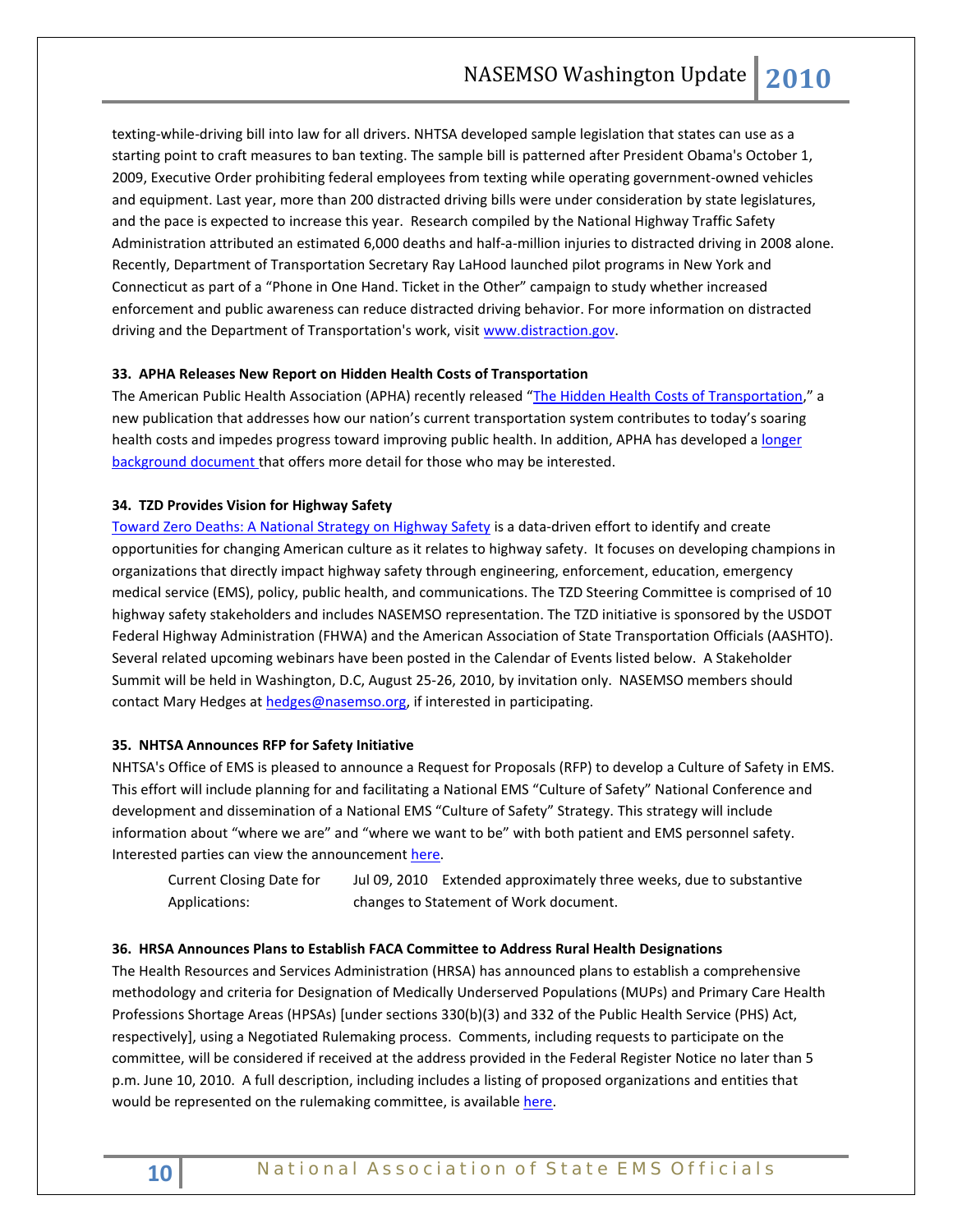texting-while-driving bill into law for all drivers. NHTSA developed sample legislation that states can use as a starting point to craft measures to ban texting. The sample bill is patterned after President Obama's October 1, 2009, Executive Order prohibiting federal employees from texting while operating government-owned vehicles and equipment. Last year, more than 200 distracted driving bills were under consideration by state legislatures, and the pace is expected to increase this year. Research compiled by the National Highway Traffic Safety Administration attributed an estimated 6,000 deaths and half-a-million injuries to distracted driving in 2008 alone. Recently, Department of Transportation Secretary Ray LaHood launched pilot programs in New York and Connecticut as part of a "Phone in One Hand. Ticket in the Other" campaign to study whether increased enforcement and public awareness can reduce distracted driving behavior. For more information on distracted driving and the Department of Transportation's work, visit www.distraction.gov.

**33. APHA Releases New Report on Hidden Health Costs of Transportation**

The American Public Health Association (APHA) recently released "The Hidden Health Costs of Transportation," a new publication that addresses how our nation's current transportation system contributes to today's soaring health costs and impedes progress toward improving public health. In addition, APHA has developed a longer background document that offers more detail for those who may be interested.

**34. TZD Provides Vision for Highway Safety**

Toward Zero Deaths: A National Strategy on Highway Safety is a data-driven effort to identify and create opportunities for changing American culture as it relates to highway safety. It focuses on developing champions in organizations that directly impact highway safety through engineering, enforcement, education, emergency medical service (EMS), policy, public health, and communications. The TZD Steering Committee is comprised of 10 highway safety stakeholders and includes NASEMSO representation. The TZD initiative is sponsored by the USDOT Federal Highway Administration (FHWA) and the American Association of State Transportation Officials (AASHTO). Several related upcoming webinars have been posted in the Calendar of Events listed below. A Stakeholder Summit will be held in Washington, D.C, August 25-26, 2010, by invitation only. NASEMSO members should contact Mary Hedges at hedges@nasemso.org, if interested in participating.

**35. NHTSA Announces RFP for Safety Initiative**

NHTSA's Office of EMS is pleased to announce a Request for Proposals (RFP) to develop a Culture of Safety in EMS. This effort will include planning for and facilitating a National EMS "Culture of Safety" National Conference and development and dissemination of a National EMS "Culture of Safety" Strategy. This strategy will include information about "where we are" and "where we want to be" with both patient and EMS personnel safety. Interested parties can view the announcement here.

| Current Closing Date for Applications: | Jul 09, 2010 Extended approximately three weeks, due to substantive changes to Statement of Work document. |
|---|---|

**36. HRSA Announces Plans to Establish FACA Committee to Address Rural Health Designations**

The Health Resources and Services Administration (HRSA) has announced plans to establish a comprehensive methodology and criteria for Designation of Medically Underserved Populations (MUPs) and Primary Care Health Professions Shortage Areas (HPSAs) [under sections 330(b)(3) and 332 of the Public Health Service (PHS) Act, respectively], using a Negotiated Rulemaking process. Comments, including requests to participate on the committee, will be considered if received at the address provided in the Federal Register Notice no later than 5 p.m. June 10, 2010. A full description, including includes a listing of proposed organizations and entities that would be represented on the rulemaking committee, is available here.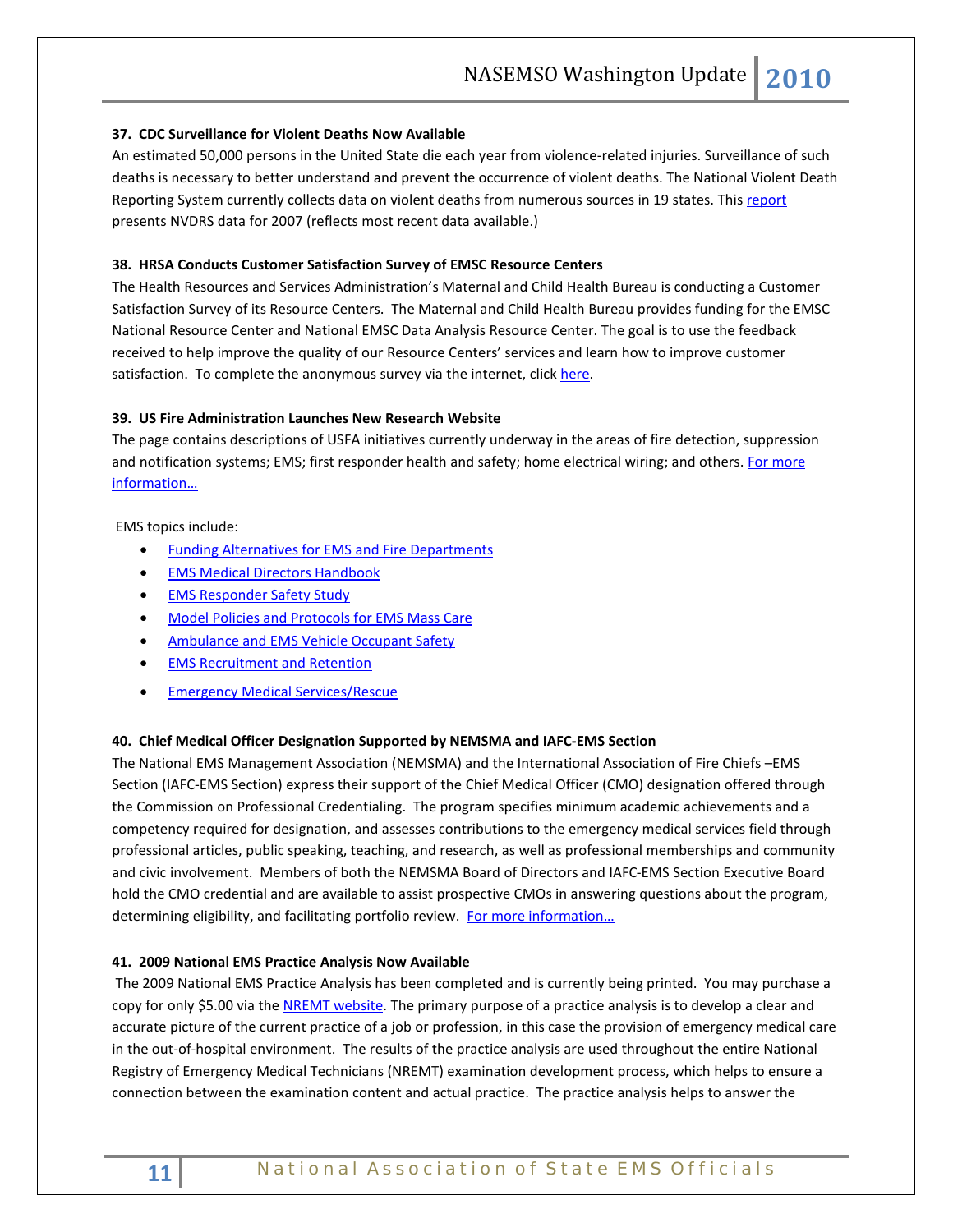**37. CDC Surveillance for Violent Deaths Now Available**

An estimated 50,000 persons in the United State die each year from violence-related injuries. Surveillance of such deaths is necessary to better understand and prevent the occurrence of violent deaths. The National Violent Death Reporting System currently collects data on violent deaths from numerous sources in 19 states. This report presents NVDRS data for 2007 (reflects most recent data available.)

**38. HRSA Conducts Customer Satisfaction Survey of EMSC Resource Centers**

The Health Resources and Services Administration's Maternal and Child Health Bureau is conducting a Customer Satisfaction Survey of its Resource Centers. The Maternal and Child Health Bureau provides funding for the EMSC National Resource Center and National EMSC Data Analysis Resource Center. The goal is to use the feedback received to help improve the quality of our Resource Centers' services and learn how to improve customer satisfaction. To complete the anonymous survey via the internet, click here.

**39. US Fire Administration Launches New Research Website**

The page contains descriptions of USFA initiatives currently underway in the areas of fire detection, suppression and notification systems; EMS; first responder health and safety; home electrical wiring; and others. For more information…

EMS topics include:

- Funding Alternatives for EMS and Fire Departments
- EMS Medical Directors Handbook
- EMS Responder Safety Study
- Model Policies and Protocols for EMS Mass Care
- Ambulance and EMS Vehicle Occupant Safety
- EMS Recruitment and Retention
- Emergency Medical Services/Rescue

**40. Chief Medical Officer Designation Supported by NEMSMA and IAFC-EMS Section**

The National EMS Management Association (NEMSMA) and the International Association of Fire Chiefs –EMS Section (IAFC-EMS Section) express their support of the Chief Medical Officer (CMO) designation offered through the Commission on Professional Credentialing. The program specifies minimum academic achievements and a competency required for designation, and assesses contributions to the emergency medical services field through professional articles, public speaking, teaching, and research, as well as professional memberships and community and civic involvement. Members of both the NEMSMA Board of Directors and IAFC-EMS Section Executive Board hold the CMO credential and are available to assist prospective CMOs in answering questions about the program, determining eligibility, and facilitating portfolio review. For more information…

**41. 2009 National EMS Practice Analysis Now Available**

The 2009 National EMS Practice Analysis has been completed and is currently being printed. You may purchase a copy for only $5.00 via the NREMT website. The primary purpose of a practice analysis is to develop a clear and accurate picture of the current practice of a job or profession, in this case the provision of emergency medical care in the out-of-hospital environment. The results of the practice analysis are used throughout the entire National Registry of Emergency Medical Technicians (NREMT) examination development process, which helps to ensure a connection between the examination content and actual practice. The practice analysis helps to answer the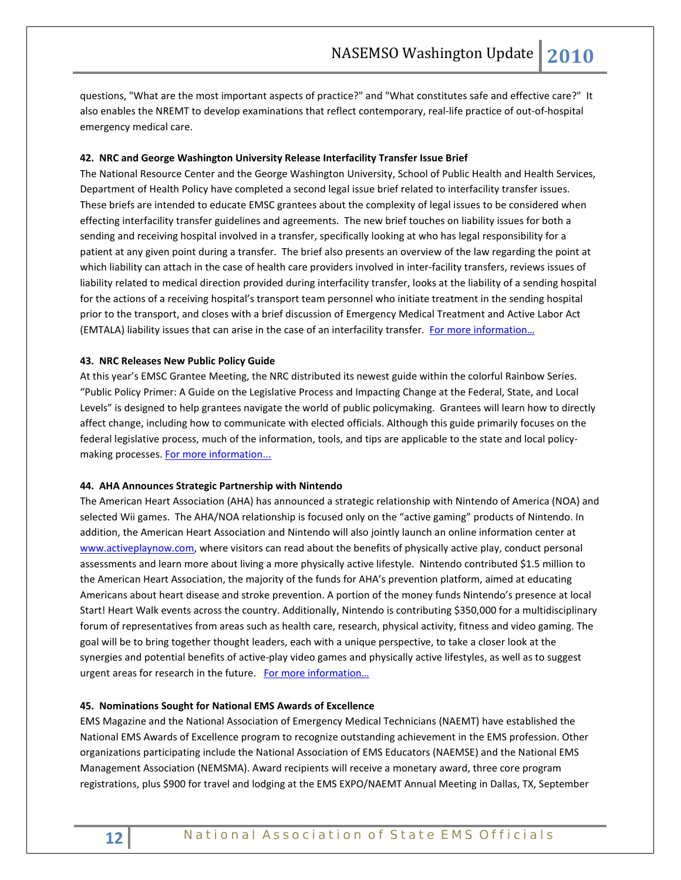questions, "What are the most important aspects of practice?" and "What constitutes safe and effective care?" It also enables the NREMT to develop examinations that reflect contemporary, real-life practice of out-of-hospital emergency medical care.

**42. NRC and George Washington University Release Interfacility Transfer Issue Brief**

The National Resource Center and the George Washington University, School of Public Health and Health Services, Department of Health Policy have completed a second legal issue brief related to interfacility transfer issues. These briefs are intended to educate EMSC grantees about the complexity of legal issues to be considered when effecting interfacility transfer guidelines and agreements. The new brief touches on liability issues for both a sending and receiving hospital involved in a transfer, specifically looking at who has legal responsibility for a patient at any given point during a transfer. The brief also presents an overview of the law regarding the point at which liability can attach in the case of health care providers involved in inter-facility transfers, reviews issues of liability related to medical direction provided during interfacility transfer, looks at the liability of a sending hospital for the actions of a receiving hospital's transport team personnel who initiate treatment in the sending hospital prior to the transport, and closes with a brief discussion of Emergency Medical Treatment and Active Labor Act (EMTALA) liability issues that can arise in the case of an interfacility transfer. For more information…

**43. NRC Releases New Public Policy Guide**

At this year's EMSC Grantee Meeting, the NRC distributed its newest guide within the colorful Rainbow Series. "Public Policy Primer: A Guide on the Legislative Process and Impacting Change at the Federal, State, and Local Levels" is designed to help grantees navigate the world of public policymaking. Grantees will learn how to directly affect change, including how to communicate with elected officials. Although this guide primarily focuses on the federal legislative process, much of the information, tools, and tips are applicable to the state and local policy-making processes. For more information...

**44. AHA Announces Strategic Partnership with Nintendo**

The American Heart Association (AHA) has announced a strategic relationship with Nintendo of America (NOA) and selected Wii games. The AHA/NOA relationship is focused only on the "active gaming" products of Nintendo. In addition, the American Heart Association and Nintendo will also jointly launch an online information center at www.activeplaynow.com, where visitors can read about the benefits of physically active play, conduct personal assessments and learn more about living a more physically active lifestyle. Nintendo contributed $1.5 million to the American Heart Association, the majority of the funds for AHA's prevention platform, aimed at educating Americans about heart disease and stroke prevention. A portion of the money funds Nintendo's presence at local Start! Heart Walk events across the country. Additionally, Nintendo is contributing $350,000 for a multidisciplinary forum of representatives from areas such as health care, research, physical activity, fitness and video gaming. The goal will be to bring together thought leaders, each with a unique perspective, to take a closer look at the synergies and potential benefits of active-play video games and physically active lifestyles, as well as to suggest urgent areas for research in the future. For more information…

**45. Nominations Sought for National EMS Awards of Excellence**

EMS Magazine and the National Association of Emergency Medical Technicians (NAEMT) have established the National EMS Awards of Excellence program to recognize outstanding achievement in the EMS profession. Other organizations participating include the National Association of EMS Educators (NAEMSE) and the National EMS Management Association (NEMSMA). Award recipients will receive a monetary award, three core program registrations, plus $900 for travel and lodging at the EMS EXPO/NAEMT Annual Meeting in Dallas, TX, September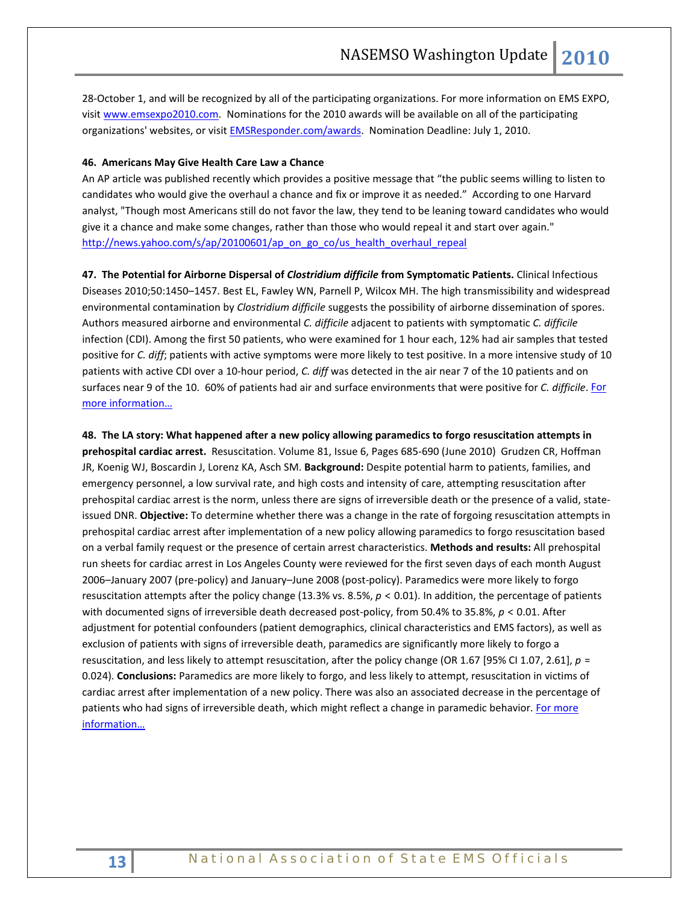28-October 1, and will be recognized by all of the participating organizations. For more information on EMS EXPO, visit [www.emsexpo2010.com](www.emsexpo2010.com). Nominations for the 2010 awards will be available on all of the participating organizations' websites, or visit [EMSResponder.com/awards](EMSResponder.com/awards). Nomination Deadline: July 1, 2010.

**46. Americans May Give Health Care Law a Chance**

An AP article was published recently which provides a positive message that "the public seems willing to listen to candidates who would give the overhaul a chance and fix or improve it as needed." According to one Harvard analyst, "Though most Americans still do not favor the law, they tend to be leaning toward candidates who would give it a chance and make some changes, rather than those who would repeal it and start over again."
[http://news.yahoo.com/s/ap/20100601/ap_on_go_co/us_health_overhaul_repeal](http://news.yahoo.com/s/ap/20100601/ap_on_go_co/us_health_overhaul_repeal)

**47. The Potential for Airborne Dispersal of *Clostridium difficile* from Symptomatic Patients.** Clinical Infectious Diseases 2010;50:1450–1457. Best EL, Fawley WN, Parnell P, Wilcox MH. The high transmissibility and widespread environmental contamination by *Clostridium difficile* suggests the possibility of airborne dissemination of spores. Authors measured airborne and environmental *C. difficile* adjacent to patients with symptomatic *C. difficile* infection (CDI). Among the first 50 patients, who were examined for 1 hour each, 12% had air samples that tested positive for *C. diff*; patients with active symptoms were more likely to test positive. In a more intensive study of 10 patients with active CDI over a 10-hour period, *C. diff* was detected in the air near 7 of the 10 patients and on surfaces near 9 of the 10. 60% of patients had air and surface environments that were positive for *C. difficile*. For more information…

**48. The LA story: What happened after a new policy allowing paramedics to forgo resuscitation attempts in prehospital cardiac arrest.** Resuscitation. Volume 81, Issue 6, Pages 685-690 (June 2010) Grudzen CR, Hoffman JR, Koenig WJ, Boscardin J, Lorenz KA, Asch SM. **Background:** Despite potential harm to patients, families, and emergency personnel, a low survival rate, and high costs and intensity of care, attempting resuscitation after prehospital cardiac arrest is the norm, unless there are signs of irreversible death or the presence of a valid, state-issued DNR. **Objective:** To determine whether there was a change in the rate of forgoing resuscitation attempts in prehospital cardiac arrest after implementation of a new policy allowing paramedics to forgo resuscitation based on a verbal family request or the presence of certain arrest characteristics. **Methods and results:** All prehospital run sheets for cardiac arrest in Los Angeles County were reviewed for the first seven days of each month August 2006–January 2007 (pre-policy) and January–June 2008 (post-policy). Paramedics were more likely to forgo resuscitation attempts after the policy change (13.3% vs. 8.5%, $p < 0.01$). In addition, the percentage of patients with documented signs of irreversible death decreased post-policy, from 50.4% to 35.8%, $p < 0.01$. After adjustment for potential confounders (patient demographics, clinical characteristics and EMS factors), as well as exclusion of patients with signs of irreversible death, paramedics are significantly more likely to forgo a resuscitation, and less likely to attempt resuscitation, after the policy change (OR 1.67 [95% CI 1.07, 2.61], $p = 0.024$). **Conclusions:** Paramedics are more likely to forgo, and less likely to attempt, resuscitation in victims of cardiac arrest after implementation of a new policy. There was also an associated decrease in the percentage of patients who had signs of irreversible death, which might reflect a change in paramedic behavior. For more information…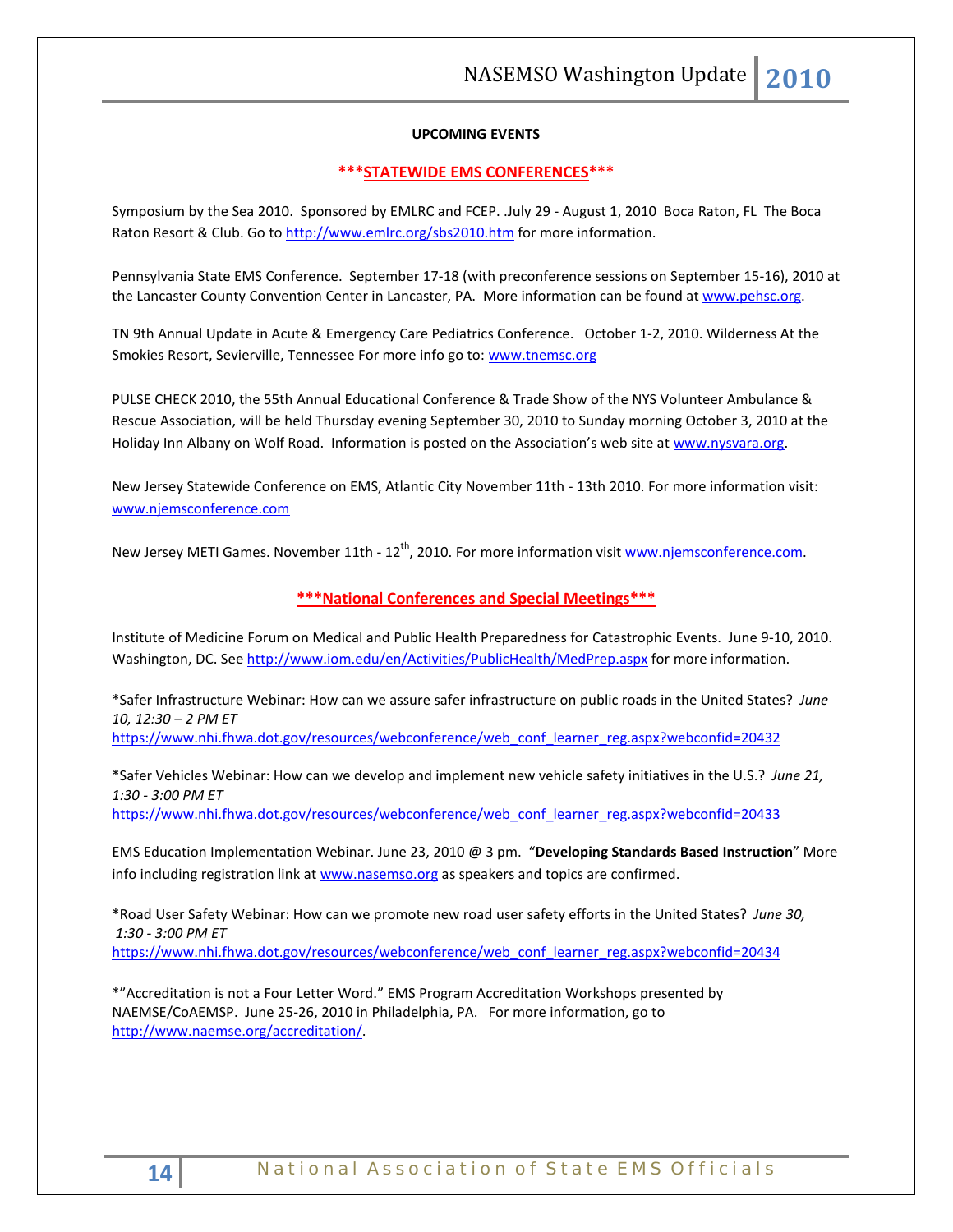**UPCOMING EVENTS**

**\*\*\*STATEWIDE EMS CONFERENCES\*\*\***

Symposium by the Sea 2010. Sponsored by EMLRC and FCEP. .July 29 - August 1, 2010 Boca Raton, FL The Boca Raton Resort & Club. Go to http://www.emlrc.org/sbs2010.htm for more information.

Pennsylvania State EMS Conference. September 17-18 (with preconference sessions on September 15-16), 2010 at the Lancaster County Convention Center in Lancaster, PA. More information can be found at www.pehsc.org.

TN 9th Annual Update in Acute & Emergency Care Pediatrics Conference. October 1-2, 2010. Wilderness At the Smokies Resort, Sevierville, Tennessee For more info go to: www.tnemsc.org

PULSE CHECK 2010, the 55th Annual Educational Conference & Trade Show of the NYS Volunteer Ambulance & Rescue Association, will be held Thursday evening September 30, 2010 to Sunday morning October 3, 2010 at the Holiday Inn Albany on Wolf Road. Information is posted on the Association's web site at www.nysvara.org.

New Jersey Statewide Conference on EMS, Atlantic City November 11th - 13th 2010. For more information visit: www.njemsconference.com

New Jersey METI Games. November 11th - 12th, 2010. For more information visit www.njemsconference.com.

**\*\*\*National Conferences and Special Meetings\*\*\***

Institute of Medicine Forum on Medical and Public Health Preparedness for Catastrophic Events. June 9-10, 2010. Washington, DC. See http://www.iom.edu/en/Activities/PublicHealth/MedPrep.aspx for more information.

*Safer Infrastructure Webinar: How can we assure safer infrastructure on public roads in the United States? *June 10, 12:30 – 2 PM ET*
https://www.nhi.fhwa.dot.gov/resources/webconference/web_conf_learner_reg.aspx?webconfid=20432

*Safer Vehicles Webinar: How can we develop and implement new vehicle safety initiatives in the U.S.? *June 21, 1:30 - 3:00 PM ET*
https://www.nhi.fhwa.dot.gov/resources/webconference/web_conf_learner_reg.aspx?webconfid=20433

EMS Education Implementation Webinar. June 23, 2010 @ 3 pm. "**Developing Standards Based Instruction**" More info including registration link at www.nasemso.org as speakers and topics are confirmed.

*Road User Safety Webinar: How can we promote new road user safety efforts in the United States? *June 30, 1:30 - 3:00 PM ET*
https://www.nhi.fhwa.dot.gov/resources/webconference/web_conf_learner_reg.aspx?webconfid=20434

*"Accreditation is not a Four Letter Word." EMS Program Accreditation Workshops presented by NAEMSE/CoAEMSP. June 25-26, 2010 in Philadelphia, PA. For more information, go to http://www.naemse.org/accreditation/.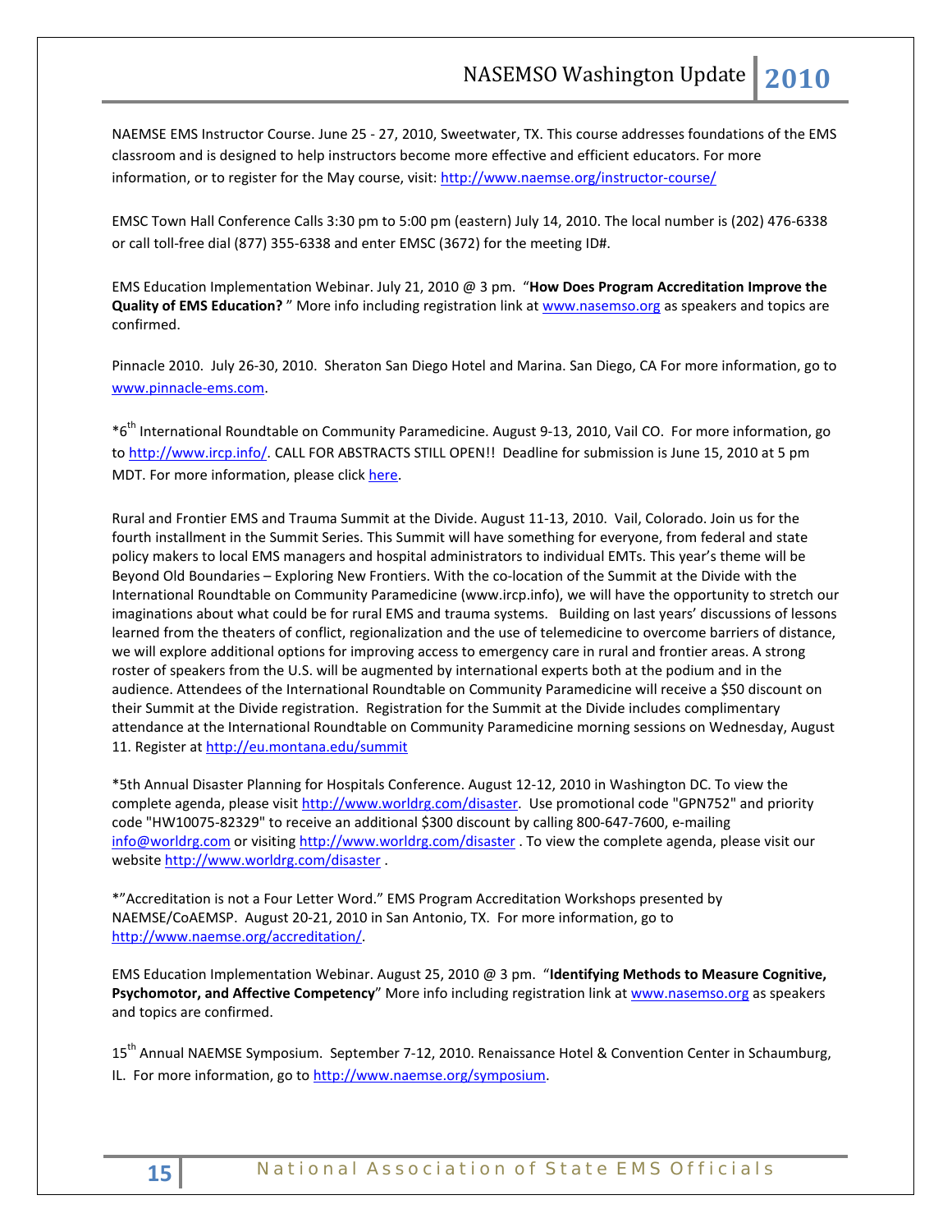NAEMSE EMS Instructor Course. June 25 - 27, 2010, Sweetwater, TX. This course addresses foundations of the EMS classroom and is designed to help instructors become more effective and efficient educators. For more information, or to register for the May course, visit: http://www.naemse.org/instructor-course/

EMSC Town Hall Conference Calls 3:30 pm to 5:00 pm (eastern) July 14, 2010. The local number is (202) 476-6338 or call toll-free dial (877) 355-6338 and enter EMSC (3672) for the meeting ID#.

EMS Education Implementation Webinar. July 21, 2010 @ 3 pm. "**How Does Program Accreditation Improve the Quality of EMS Education?** " More info including registration link at www.nasemso.org as speakers and topics are confirmed.

Pinnacle 2010. July 26-30, 2010. Sheraton San Diego Hotel and Marina. San Diego, CA For more information, go to www.pinnacle-ems.com.

*6th International Roundtable on Community Paramedicine. August 9-13, 2010, Vail CO. For more information, go to http://www.ircp.info/. CALL FOR ABSTRACTS STILL OPEN!! Deadline for submission is June 15, 2010 at 5 pm MDT. For more information, please click here.

Rural and Frontier EMS and Trauma Summit at the Divide. August 11-13, 2010. Vail, Colorado. Join us for the fourth installment in the Summit Series. This Summit will have something for everyone, from federal and state policy makers to local EMS managers and hospital administrators to individual EMTs. This year's theme will be Beyond Old Boundaries – Exploring New Frontiers. With the co-location of the Summit at the Divide with the International Roundtable on Community Paramedicine (www.ircp.info), we will have the opportunity to stretch our imaginations about what could be for rural EMS and trauma systems. Building on last years' discussions of lessons learned from the theaters of conflict, regionalization and the use of telemedicine to overcome barriers of distance, we will explore additional options for improving access to emergency care in rural and frontier areas. A strong roster of speakers from the U.S. will be augmented by international experts both at the podium and in the audience. Attendees of the International Roundtable on Community Paramedicine will receive a $50 discount on their Summit at the Divide registration. Registration for the Summit at the Divide includes complimentary attendance at the International Roundtable on Community Paramedicine morning sessions on Wednesday, August 11. Register at http://eu.montana.edu/summit

*5th Annual Disaster Planning for Hospitals Conference. August 12-12, 2010 in Washington DC. To view the complete agenda, please visit http://www.worldrg.com/disaster. Use promotional code "GPN752" and priority code "HW10075-82329" to receive an additional $300 discount by calling 800-647-7600, e-mailing info@worldrg.com or visiting http://www.worldrg.com/disaster . To view the complete agenda, please visit our website http://www.worldrg.com/disaster .

*"Accreditation is not a Four Letter Word." EMS Program Accreditation Workshops presented by NAEMSE/CoAEMSP. August 20-21, 2010 in San Antonio, TX. For more information, go to http://www.naemse.org/accreditation/.

EMS Education Implementation Webinar. August 25, 2010 @ 3 pm. "**Identifying Methods to Measure Cognitive, Psychomotor, and Affective Competency**" More info including registration link at www.nasemso.org as speakers and topics are confirmed.

15th Annual NAEMSE Symposium. September 7-12, 2010. Renaissance Hotel & Convention Center in Schaumburg, IL. For more information, go to http://www.naemse.org/symposium.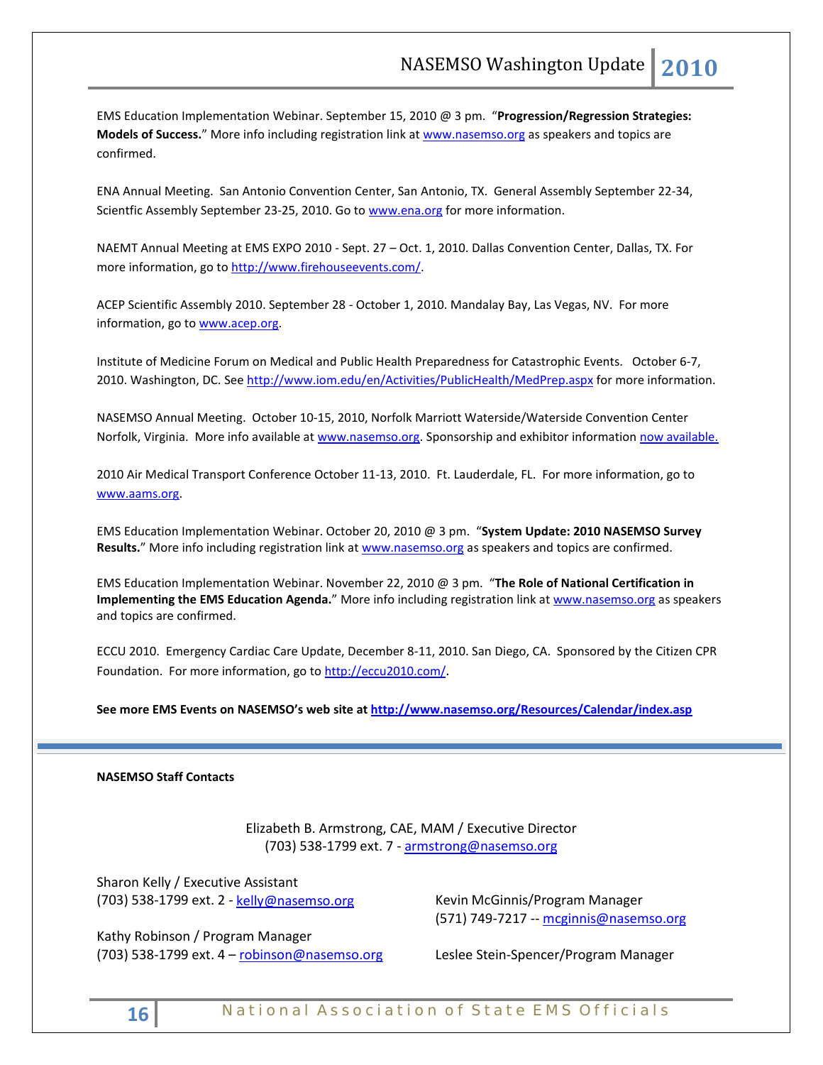EMS Education Implementation Webinar. September 15, 2010 @ 3 pm. "**Progression/Regression Strategies: Models of Success.**" More info including registration link at www.nasemso.org as speakers and topics are confirmed.

ENA Annual Meeting. San Antonio Convention Center, San Antonio, TX. General Assembly September 22-34, Scientfic Assembly September 23-25, 2010. Go to www.ena.org for more information.

NAEMT Annual Meeting at EMS EXPO 2010 - Sept. 27 – Oct. 1, 2010. Dallas Convention Center, Dallas, TX. For more information, go to http://www.firehouseevents.com/.

ACEP Scientific Assembly 2010. September 28 - October 1, 2010. Mandalay Bay, Las Vegas, NV. For more information, go to www.acep.org.

Institute of Medicine Forum on Medical and Public Health Preparedness for Catastrophic Events. October 6-7, 2010. Washington, DC. See http://www.iom.edu/en/Activities/PublicHealth/MedPrep.aspx for more information.

NASEMSO Annual Meeting. October 10-15, 2010, Norfolk Marriott Waterside/Waterside Convention Center Norfolk, Virginia. More info available at www.nasemso.org. Sponsorship and exhibitor information now available.

2010 Air Medical Transport Conference October 11-13, 2010. Ft. Lauderdale, FL. For more information, go to www.aams.org.

EMS Education Implementation Webinar. October 20, 2010 @ 3 pm. "**System Update: 2010 NASEMSO Survey Results.**" More info including registration link at www.nasemso.org as speakers and topics are confirmed.

EMS Education Implementation Webinar. November 22, 2010 @ 3 pm. "**The Role of National Certification in Implementing the EMS Education Agenda.**" More info including registration link at www.nasemso.org as speakers and topics are confirmed.

ECCU 2010. Emergency Cardiac Care Update, December 8-11, 2010. San Diego, CA. Sponsored by the Citizen CPR Foundation. For more information, go to http://eccu2010.com/.

**See more EMS Events on NASEMSO's web site at http://www.nasemso.org/Resources/Calendar/index.asp**

---

**NASEMSO Staff Contacts**

Elizabeth B. Armstrong, CAE, MAM / Executive Director
(703) 538-1799 ext. 7 - armstrong@nasemso.org

Sharon Kelly / Executive Assistant
(703) 538-1799 ext. 2 - kelly@nasemso.org

Kathy Robinson / Program Manager
(703) 538-1799 ext. 4 – robinson@nasemso.org

Kevin McGinnis/Program Manager
(571) 749-7217 -- mcginnis@nasemso.org

Leslee Stein-Spencer/Program Manager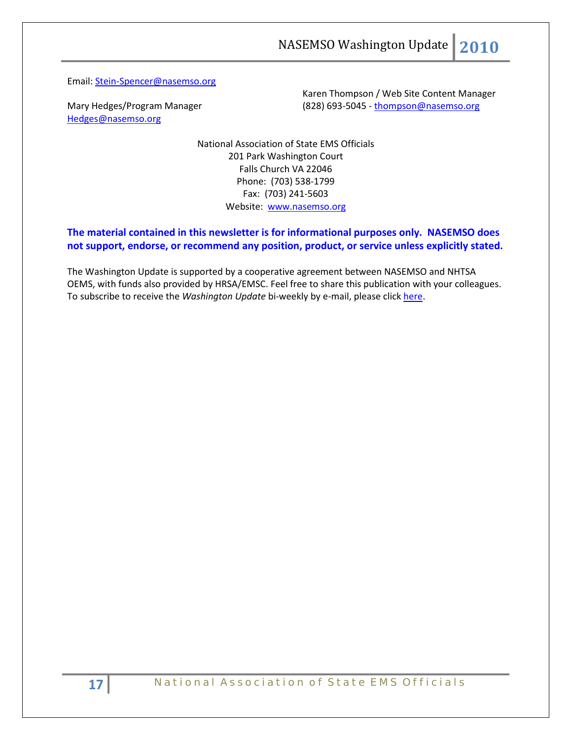Email: Stein-Spencer@nasemso.org

Mary Hedges/Program Manager
Hedges@nasemso.org

Karen Thompson / Web Site Content Manager
(828) 693-5045 - thompson@nasemso.org

National Association of State EMS Officials
201 Park Washington Court
Falls Church VA 22046
Phone: (703) 538-1799
Fax: (703) 241-5603
Website: www.nasemso.org

**The material contained in this newsletter is for informational purposes only. NASEMSO does not support, endorse, or recommend any position, product, or service unless explicitly stated.**

The Washington Update is supported by a cooperative agreement between NASEMSO and NHTSA OEMS, with funds also provided by HRSA/EMSC. Feel free to share this publication with your colleagues. To subscribe to receive the *Washington Update* bi-weekly by e-mail, please click here.